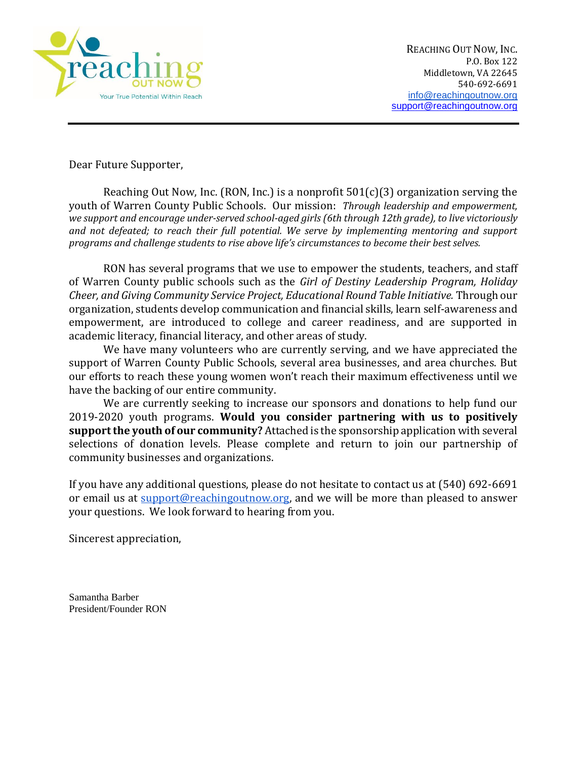reaching OUT NOW
Your True Potential Within Reach

REACHING OUT NOW, INC.
P.O. Box 122
Middletown, VA 22645
540-692-6691
info@reachingoutnow.org
support@reachingoutnow.org

---

Dear Future Supporter,

Reaching Out Now, Inc. (RON, Inc.) is a nonprofit 501(c)(3) organization serving the youth of Warren County Public Schools. Our mission: *Through leadership and empowerment, we support and encourage under-served school-aged girls (6th through 12th grade), to live victoriously and not defeated; to reach their full potential. We serve by implementing mentoring and support programs and challenge students to rise above life's circumstances to become their best selves.*

RON has several programs that we use to empower the students, teachers, and staff of Warren County public schools such as the *Girl of Destiny Leadership Program, Holiday Cheer, and Giving Community Service Project, Educational Round Table Initiative.* Through our organization, students develop communication and financial skills, learn self-awareness and empowerment, are introduced to college and career readiness, and are supported in academic literacy, financial literacy, and other areas of study.

We have many volunteers who are currently serving, and we have appreciated the support of Warren County Public Schools, several area businesses, and area churches. But our efforts to reach these young women won't reach their maximum effectiveness until we have the backing of our entire community.

We are currently seeking to increase our sponsors and donations to help fund our 2019-2020 youth programs. **Would you consider partnering with us to positively support the youth of our community?** Attached is the sponsorship application with several selections of donation levels. Please complete and return to join our partnership of community businesses and organizations.

If you have any additional questions, please do not hesitate to contact us at (540) 692-6691 or email us at support@reachingoutnow.org, and we will be more than pleased to answer your questions. We look forward to hearing from you.

Sincerest appreciation,

Samantha Barber
President/Founder RON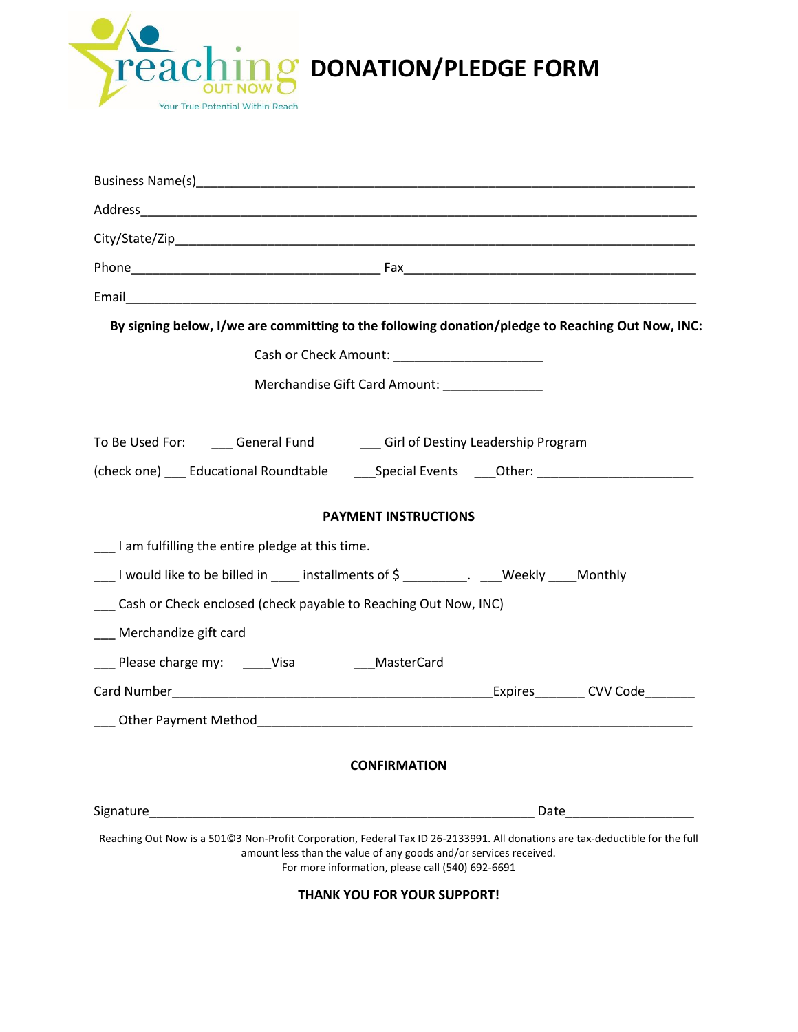# DONATION/PLEDGE FORM

Business Name(s)\_\_\_\_\_\_\_\_\_\_\_\_\_\_\_\_\_\_\_\_\_\_\_\_\_\_\_\_\_\_\_\_\_\_\_\_\_\_\_\_\_\_\_\_\_\_\_\_\_\_\_\_\_\_\_\_\_\_\_\_\_\_\_\_\_\_\_\_

Address\_\_\_\_\_\_\_\_\_\_\_\_\_\_\_\_\_\_\_\_\_\_\_\_\_\_\_\_\_\_\_\_\_\_\_\_\_\_\_\_\_\_\_\_\_\_\_\_\_\_\_\_\_\_\_\_\_\_\_\_\_\_\_\_\_\_\_\_\_\_\_\_\_\_

City/State/Zip\_\_\_\_\_\_\_\_\_\_\_\_\_\_\_\_\_\_\_\_\_\_\_\_\_\_\_\_\_\_\_\_\_\_\_\_\_\_\_\_\_\_\_\_\_\_\_\_\_\_\_\_\_\_\_\_\_\_\_\_\_\_\_\_\_\_\_\_\_\_

Phone\_\_\_\_\_\_\_\_\_\_\_\_\_\_\_\_\_\_\_\_\_\_\_\_\_\_\_\_\_\_\_\_\_\_\_ Fax\_\_\_\_\_\_\_\_\_\_\_\_\_\_\_\_\_\_\_\_\_\_\_\_\_\_\_\_\_\_\_\_\_\_\_\_\_\_\_\_\_\_

Email\_\_\_\_\_\_\_\_\_\_\_\_\_\_\_\_\_\_\_\_\_\_\_\_\_\_\_\_\_\_\_\_\_\_\_\_\_\_\_\_\_\_\_\_\_\_\_\_\_\_\_\_\_\_\_\_\_\_\_\_\_\_\_\_\_\_\_\_\_\_\_\_\_\_\_\_

**By signing below, I/we are committing to the following donation/pledge to Reaching Out Now, INC:**

Cash or Check Amount: \_\_\_\_\_\_\_\_\_\_\_\_\_\_\_\_\_\_\_\_\_

Merchandise Gift Card Amount: \_\_\_\_\_\_\_\_\_\_\_\_\_\_

To Be Used For: \_\_\_ General Fund \_\_\_ Girl of Destiny Leadership Program

(check one) \_\_\_ Educational Roundtable \_\_\_Special Events \_\_\_Other: \_\_\_\_\_\_\_\_\_\_\_\_\_\_\_\_\_\_\_\_\_\_

**PAYMENT INSTRUCTIONS**

\_\_\_ I am fulfilling the entire pledge at this time.

\_\_\_ I would like to be billed in \_\_\_\_ installments of $ \_\_\_\_\_\_\_\_\_. \_\_\_Weekly \_\_\_\_Monthly

\_\_\_ Cash or Check enclosed (check payable to Reaching Out Now, INC)

\_\_\_ Merchandize gift card

\_\_\_ Please charge my: \_\_\_\_Visa \_\_\_MasterCard

Card Number\_\_\_\_\_\_\_\_\_\_\_\_\_\_\_\_\_\_\_\_\_\_\_\_\_\_\_\_\_\_\_\_\_\_\_\_\_\_\_\_\_\_\_\_\_\_\_Expires\_\_\_\_\_\_\_ CVV Code\_\_\_\_\_\_\_

\_\_\_ Other Payment Method\_\_\_\_\_\_\_\_\_\_\_\_\_\_\_\_\_\_\_\_\_\_\_\_\_\_\_\_\_\_\_\_\_\_\_\_\_\_\_\_\_\_\_\_\_\_\_\_\_\_\_\_\_\_\_\_\_\_\_\_\_\_\_\_

**CONFIRMATION**

Signature\_\_\_\_\_\_\_\_\_\_\_\_\_\_\_\_\_\_\_\_\_\_\_\_\_\_\_\_\_\_\_\_\_\_\_\_\_\_\_\_\_\_\_\_\_\_\_\_\_\_\_\_\_\_\_\_ Date\_\_\_\_\_\_\_\_\_\_\_\_\_\_\_\_\_\_

Reaching Out Now is a 501©3 Non-Profit Corporation, Federal Tax ID 26-2133991. All donations are tax-deductible for the full amount less than the value of any goods and/or services received.
For more information, please call (540) 692-6691

**THANK YOU FOR YOUR SUPPORT!**